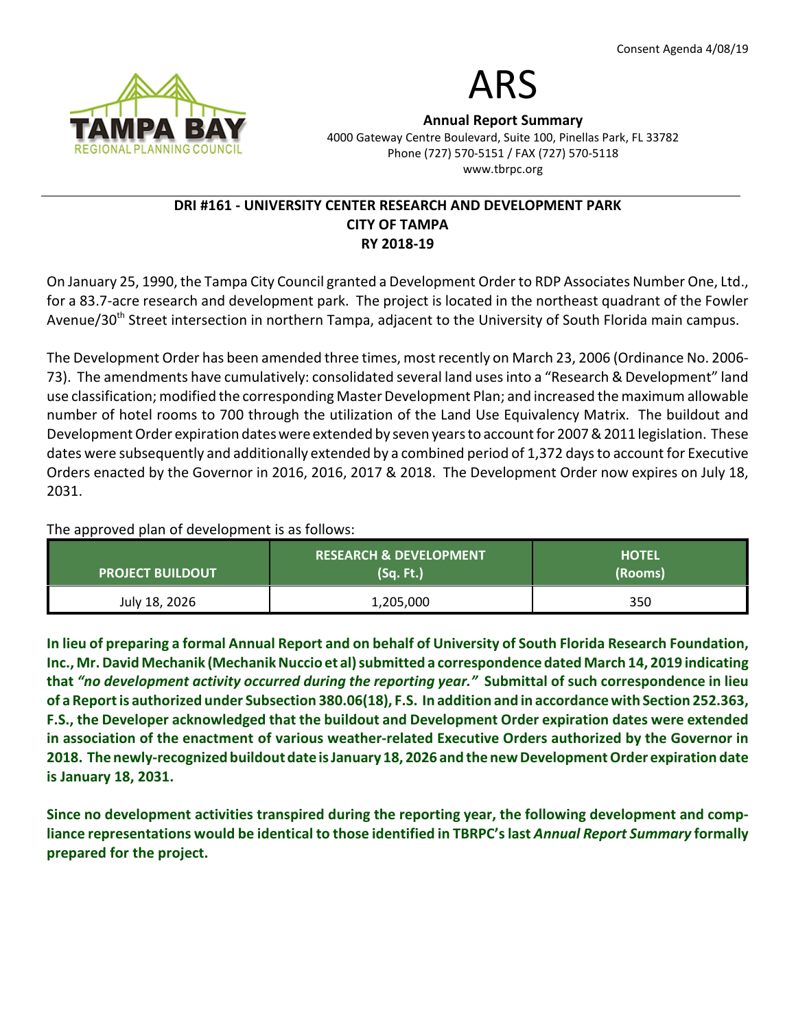Consent Agenda 4/08/19

# ARS

**Annual Report Summary**
4000 Gateway Centre Boulevard, Suite 100, Pinellas Park, FL 33782
Phone (727) 570-5151 / FAX (727) 570-5118
www.tbrpc.org

TAMPA BAY REGIONAL PLANNING COUNCIL

---

## DRI #161 - UNIVERSITY CENTER RESEARCH AND DEVELOPMENT PARK
## CITY OF TAMPA
## RY 2018-19

On January 25, 1990, the Tampa City Council granted a Development Order to RDP Associates Number One, Ltd., for a 83.7-acre research and development park. The project is located in the northeast quadrant of the Fowler Avenue/30th Street intersection in northern Tampa, adjacent to the University of South Florida main campus.

The Development Order has been amended three times, most recently on March 23, 2006 (Ordinance No. 2006-73). The amendments have cumulatively: consolidated several land uses into a "Research & Development" land use classification; modified the corresponding Master Development Plan; and increased the maximum allowable number of hotel rooms to 700 through the utilization of the Land Use Equivalency Matrix. The buildout and Development Order expiration dates were extended by seven years to account for 2007 & 2011 legislation. These dates were subsequently and additionally extended by a combined period of 1,372 days to account for Executive Orders enacted by the Governor in 2016, 2016, 2017 & 2018. The Development Order now expires on July 18, 2031.

The approved plan of development is as follows:

| PROJECT BUILDOUT | RESEARCH & DEVELOPMENT (Sq. Ft.) | HOTEL (Rooms) |
|---|---|---|
| July 18, 2026 | 1,205,000 | 350 |

**In lieu of preparing a formal Annual Report and on behalf of University of South Florida Research Foundation, Inc., Mr. David Mechanik (Mechanik Nuccio et al) submitted a correspondence dated March 14, 2019 indicating that *"no development activity occurred during the reporting year."* Submittal of such correspondence in lieu of a Report is authorized under Subsection 380.06(18), F.S. In addition and in accordance with Section 252.363, F.S., the Developer acknowledged that the buildout and Development Order expiration dates were extended in association of the enactment of various weather-related Executive Orders authorized by the Governor in 2018. The newly-recognized buildout date is January 18, 2026 and the new Development Order expiration date is January 18, 2031.**

**Since no development activities transpired during the reporting year, the following development and compliance representations would be identical to those identified in TBRPC's last *Annual Report Summary* formally prepared for the project.**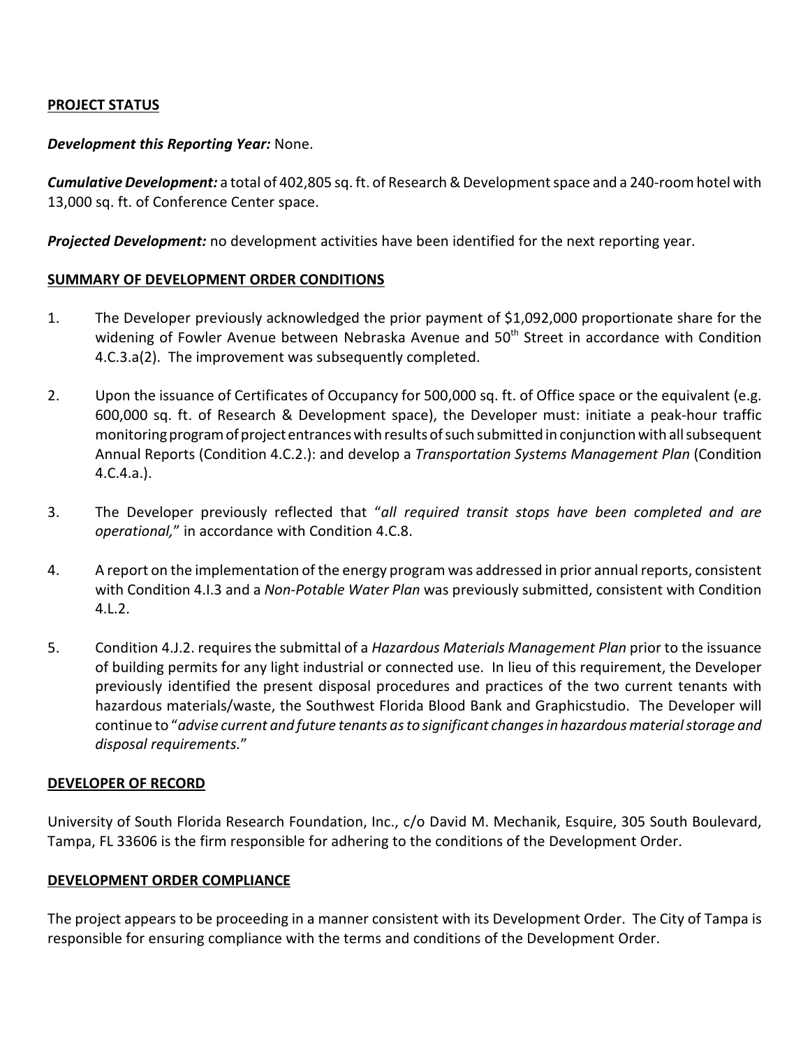**PROJECT STATUS**

***Development this Reporting Year:*** None.

***Cumulative Development:*** a total of 402,805 sq. ft. of Research & Development space and a 240-room hotel with 13,000 sq. ft. of Conference Center space.

***Projected Development:*** no development activities have been identified for the next reporting year.

**SUMMARY OF DEVELOPMENT ORDER CONDITIONS**

1. The Developer previously acknowledged the prior payment of $1,092,000 proportionate share for the widening of Fowler Avenue between Nebraska Avenue and 50th Street in accordance with Condition 4.C.3.a(2). The improvement was subsequently completed.

2. Upon the issuance of Certificates of Occupancy for 500,000 sq. ft. of Office space or the equivalent (e.g. 600,000 sq. ft. of Research & Development space), the Developer must: initiate a peak-hour traffic monitoring program of project entrances with results of such submitted in conjunction with all subsequent Annual Reports (Condition 4.C.2.): and develop a *Transportation Systems Management Plan* (Condition 4.C.4.a.).

3. The Developer previously reflected that "*all required transit stops have been completed and are operational,*" in accordance with Condition 4.C.8.

4. A report on the implementation of the energy program was addressed in prior annual reports, consistent with Condition 4.I.3 and a *Non-Potable Water Plan* was previously submitted, consistent with Condition 4.L.2.

5. Condition 4.J.2. requires the submittal of a *Hazardous Materials Management Plan* prior to the issuance of building permits for any light industrial or connected use. In lieu of this requirement, the Developer previously identified the present disposal procedures and practices of the two current tenants with hazardous materials/waste, the Southwest Florida Blood Bank and Graphicstudio. The Developer will continue to "*advise current and future tenants as to significant changes in hazardous material storage and disposal requirements.*"

**DEVELOPER OF RECORD**

University of South Florida Research Foundation, Inc., c/o David M. Mechanik, Esquire, 305 South Boulevard, Tampa, FL 33606 is the firm responsible for adhering to the conditions of the Development Order.

**DEVELOPMENT ORDER COMPLIANCE**

The project appears to be proceeding in a manner consistent with its Development Order. The City of Tampa is responsible for ensuring compliance with the terms and conditions of the Development Order.